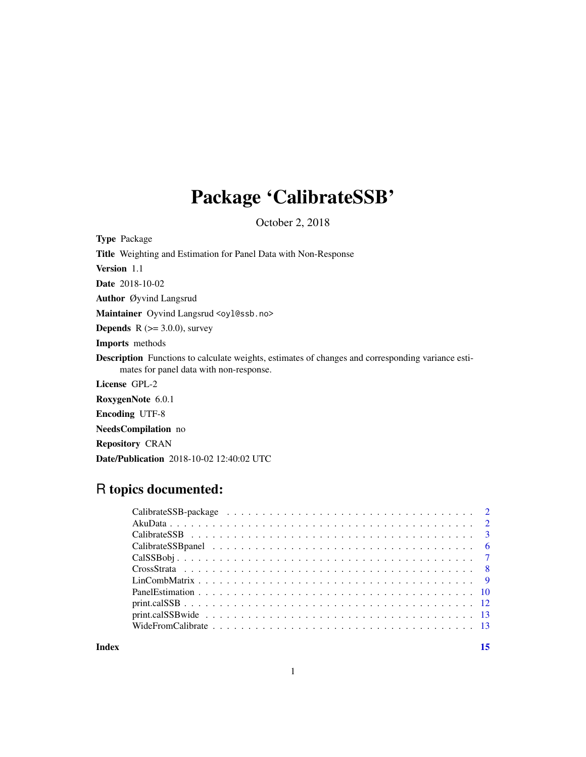# Package 'CalibrateSSB'

October 2, 2018

**Type** Package

**Title** Weighting and Estimation for Panel Data with Non-Response

**Version** 1.1

**Date** 2018-10-02

**Author** Øyvind Langsrud

**Maintainer** Oyvind Langsrud <oyl@ssb.no>

**Depends** R (>= 3.0.0), survey

**Imports** methods

**Description** Functions to calculate weights, estimates of changes and corresponding variance estimates for panel data with non-response.

**License** GPL-2

**RoxygenNote** 6.0.1

**Encoding** UTF-8

**NeedsCompilation** no

**Repository** CRAN

**Date/Publication** 2018-10-02 12:40:02 UTC

## R topics documented:

| | |
|---|---|
| CalibrateSSB-package | 2 |
| AkuData | 2 |
| CalibrateSSB | 3 |
| CalibrateSSBpanel | 6 |
| CalSSBobj | 7 |
| CrossStrata | 8 |
| LinCombMatrix | 9 |
| PanelEstimation | 10 |
| print.calSSB | 12 |
| print.calSSBwide | 13 |
| WideFromCalibrate | 13 |

**Index** **15**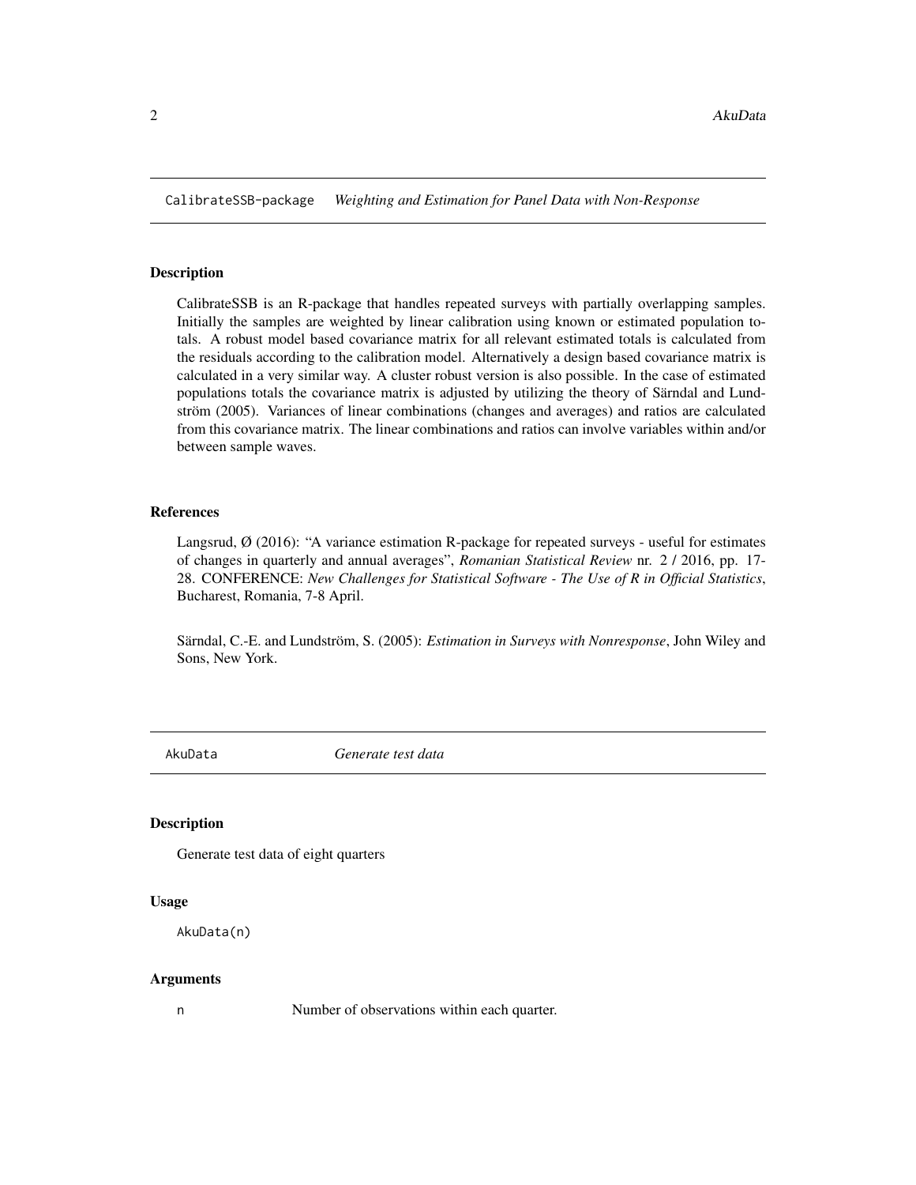## CalibrateSSB-package    *Weighting and Estimation for Panel Data with Non-Response*

### Description

CalibrateSSB is an R-package that handles repeated surveys with partially overlapping samples. Initially the samples are weighted by linear calibration using known or estimated population totals. A robust model based covariance matrix for all relevant estimated totals is calculated from the residuals according to the calibration model. Alternatively a design based covariance matrix is calculated in a very similar way. A cluster robust version is also possible. In the case of estimated populations totals the covariance matrix is adjusted by utilizing the theory of Särndal and Lundström (2005). Variances of linear combinations (changes and averages) and ratios are calculated from this covariance matrix. The linear combinations and ratios can involve variables within and/or between sample waves.

### References

Langsrud, Ø (2016): "A variance estimation R-package for repeated surveys - useful for estimates of changes in quarterly and annual averages", *Romanian Statistical Review* nr. 2 / 2016, pp. 17-28. CONFERENCE: *New Challenges for Statistical Software - The Use of R in Official Statistics*, Bucharest, Romania, 7-8 April.

Särndal, C.-E. and Lundström, S. (2005): *Estimation in Surveys with Nonresponse*, John Wiley and Sons, New York.

## AkuData    *Generate test data*

### Description

Generate test data of eight quarters

### Usage

```
AkuData(n)
```

### Arguments

| | |
|---|---|
| n | Number of observations within each quarter. |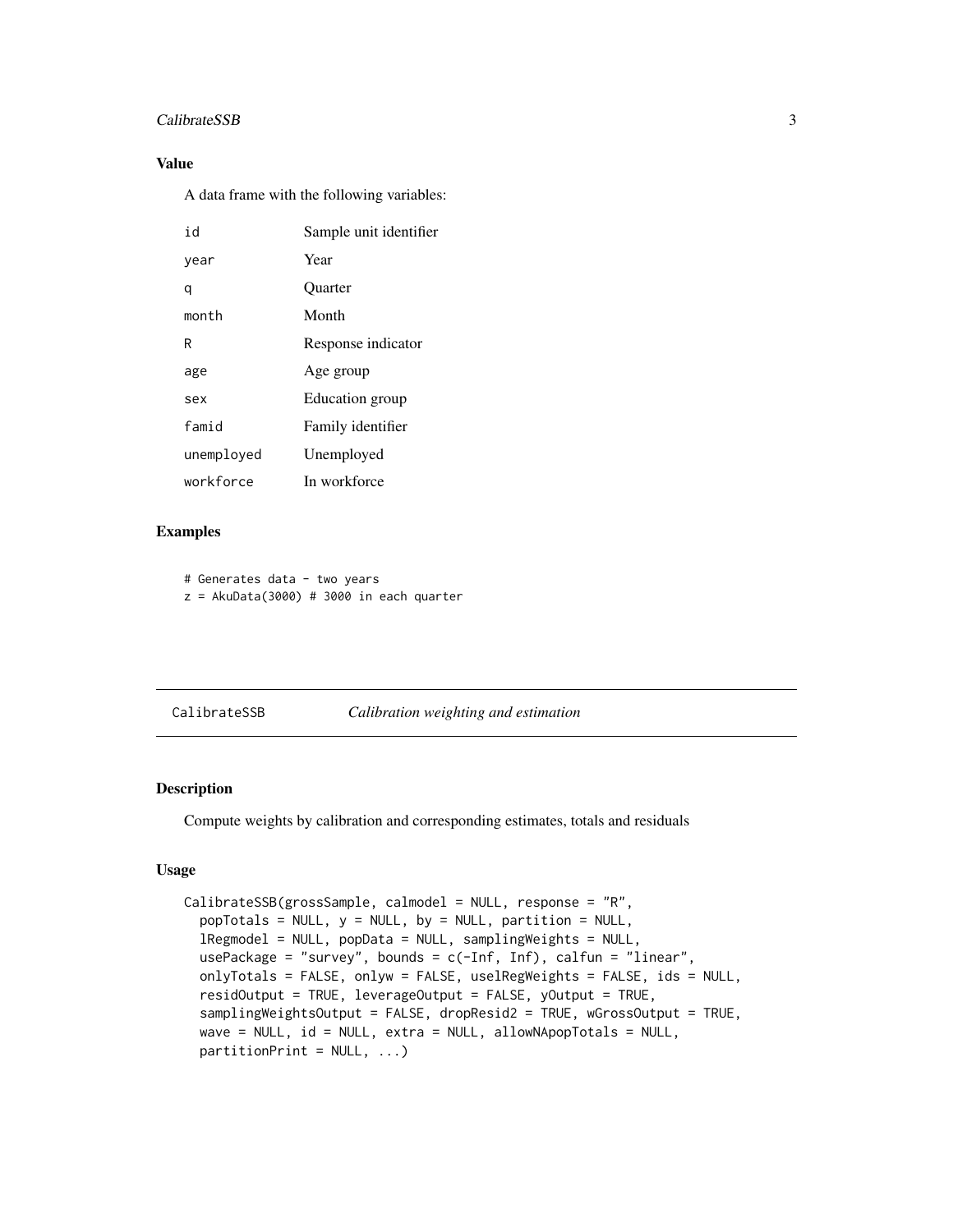## Value

A data frame with the following variables:

| | |
|---|---|
| id | Sample unit identifier |
| year | Year |
| q | Quarter |
| month | Month |
| R | Response indicator |
| age | Age group |
| sex | Education group |
| famid | Family identifier |
| unemployed | Unemployed |
| workforce | In workforce |

## Examples

```
# Generates data - two years
z = AkuData(3000) # 3000 in each quarter
```

---

# CalibrateSSB *Calibration weighting and estimation*

---

## Description

Compute weights by calibration and corresponding estimates, totals and residuals

## Usage

```
CalibrateSSB(grossSample, calmodel = NULL, response = "R",
  popTotals = NULL, y = NULL, by = NULL, partition = NULL,
  lRegmodel = NULL, popData = NULL, samplingWeights = NULL,
  usePackage = "survey", bounds = c(-Inf, Inf), calfun = "linear",
  onlyTotals = FALSE, onlyw = FALSE, uselRegWeights = FALSE, ids = NULL,
  residOutput = TRUE, leverageOutput = FALSE, yOutput = TRUE,
  samplingWeightsOutput = FALSE, dropResid2 = TRUE, wGrossOutput = TRUE,
  wave = NULL, id = NULL, extra = NULL, allowNApopTotals = NULL,
  partitionPrint = NULL, ...)
```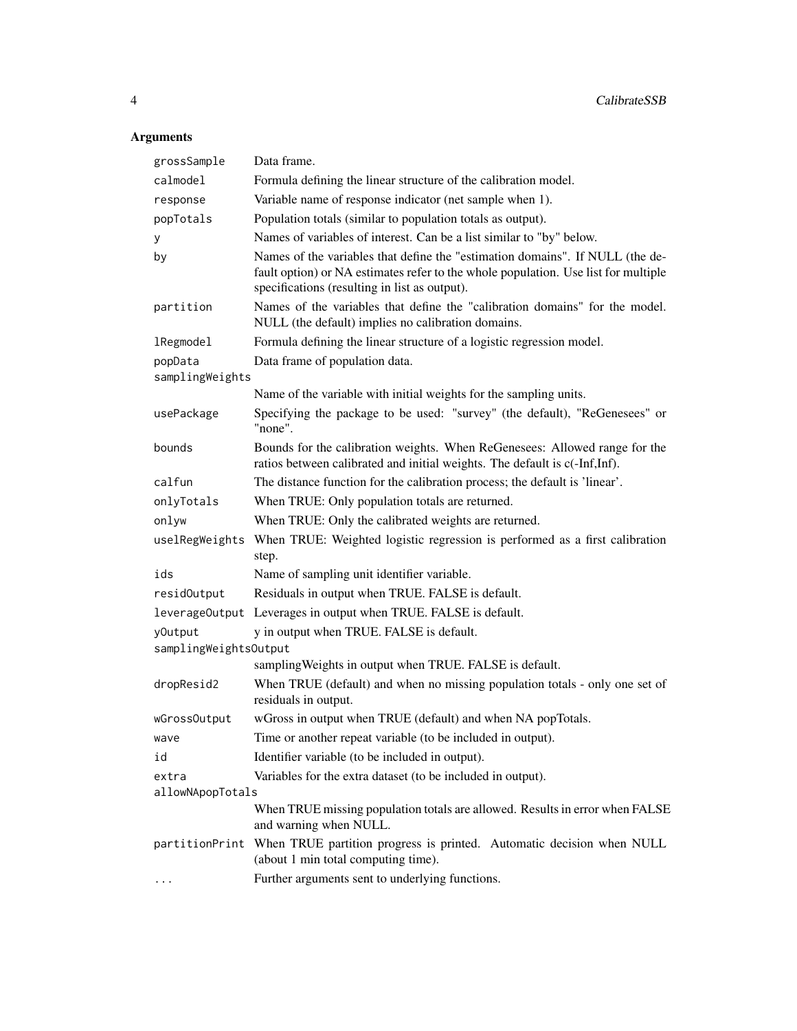## Arguments

| | |
|---|---|
| grossSample | Data frame. |
| calmodel | Formula defining the linear structure of the calibration model. |
| response | Variable name of response indicator (net sample when 1). |
| popTotals | Population totals (similar to population totals as output). |
| y | Names of variables of interest. Can be a list similar to "by" below. |
| by | Names of the variables that define the "estimation domains". If NULL (the default option) or NA estimates refer to the whole population. Use list for multiple specifications (resulting in list as output). |
| partition | Names of the variables that define the "calibration domains" for the model. NULL (the default) implies no calibration domains. |
| lRegmodel | Formula defining the linear structure of a logistic regression model. |
| popData | Data frame of population data. |
| samplingWeights | Name of the variable with initial weights for the sampling units. |
| usePackage | Specifying the package to be used: "survey" (the default), "ReGenesees" or "none". |
| bounds | Bounds for the calibration weights. When ReGenesees: Allowed range for the ratios between calibrated and initial weights. The default is c(-Inf,Inf). |
| calfun | The distance function for the calibration process; the default is 'linear'. |
| onlyTotals | When TRUE: Only population totals are returned. |
| onlyw | When TRUE: Only the calibrated weights are returned. |
| uselRegWeights | When TRUE: Weighted logistic regression is performed as a first calibration step. |
| ids | Name of sampling unit identifier variable. |
| residOutput | Residuals in output when TRUE. FALSE is default. |
| leverageOutput | Leverages in output when TRUE. FALSE is default. |
| yOutput | y in output when TRUE. FALSE is default. |
| samplingWeightsOutput | samplingWeights in output when TRUE. FALSE is default. |
| dropResid2 | When TRUE (default) and when no missing population totals - only one set of residuals in output. |
| wGrossOutput | wGross in output when TRUE (default) and when NA popTotals. |
| wave | Time or another repeat variable (to be included in output). |
| id | Identifier variable (to be included in output). |
| extra | Variables for the extra dataset (to be included in output). |
| allowNApopTotals | When TRUE missing population totals are allowed. Results in error when FALSE and warning when NULL. |
| partitionPrint | When TRUE partition progress is printed. Automatic decision when NULL (about 1 min total computing time). |
| ... | Further arguments sent to underlying functions. |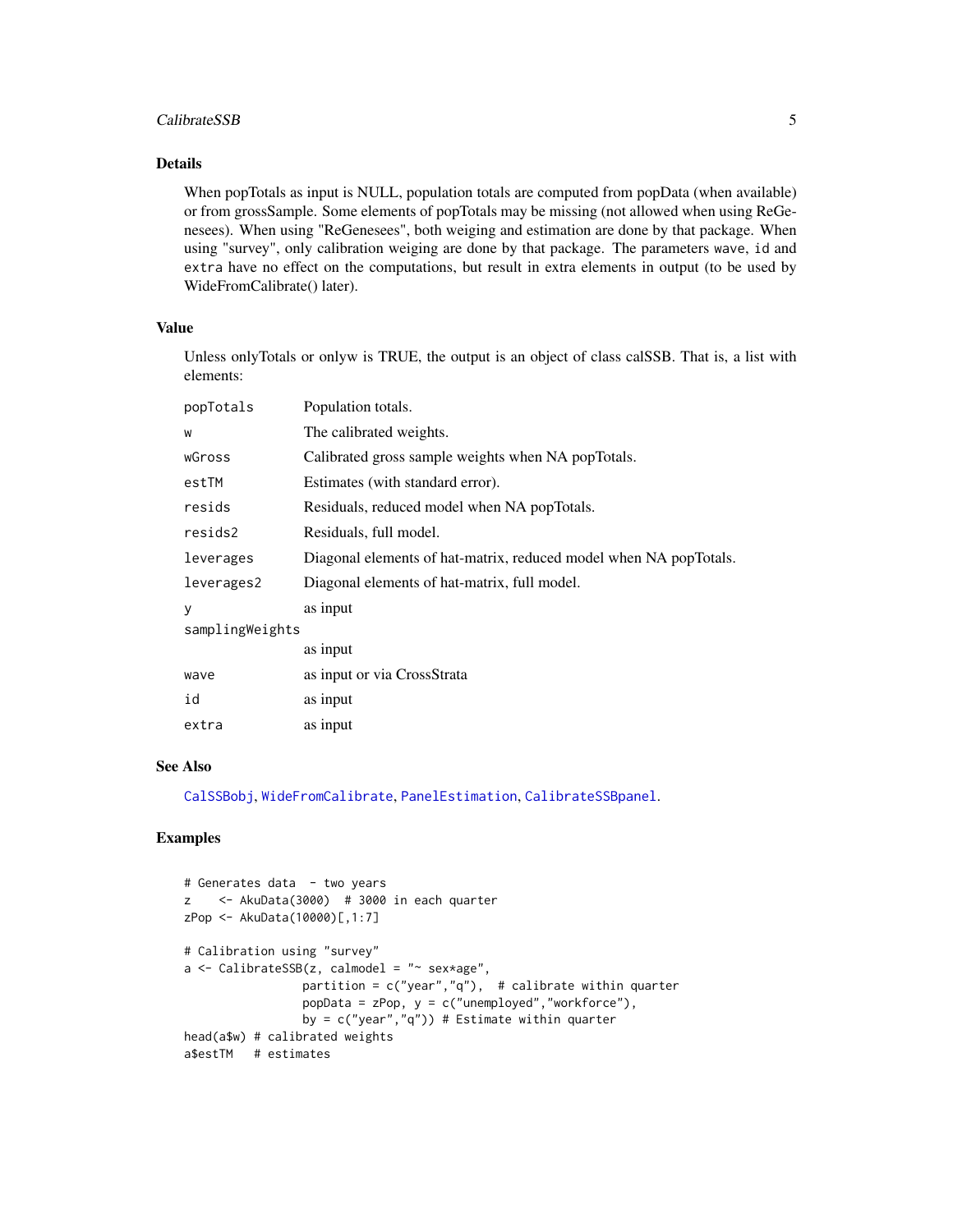## Details

When popTotals as input is NULL, population totals are computed from popData (when available) or from grossSample. Some elements of popTotals may be missing (not allowed when using ReGenesees). When using "ReGenesees", both weiging and estimation are done by that package. When using "survey", only calibration weiging are done by that package. The parameters `wave`, `id` and `extra` have no effect on the computations, but result in extra elements in output (to be used by WideFromCalibrate() later).

## Value

Unless onlyTotals or onlyw is TRUE, the output is an object of class calSSB. That is, a list with elements:

| | |
|---|---|
| `popTotals` | Population totals. |
| `w` | The calibrated weights. |
| `wGross` | Calibrated gross sample weights when NA popTotals. |
| `estTM` | Estimates (with standard error). |
| `resids` | Residuals, reduced model when NA popTotals. |
| `resids2` | Residuals, full model. |
| `leverages` | Diagonal elements of hat-matrix, reduced model when NA popTotals. |
| `leverages2` | Diagonal elements of hat-matrix, full model. |
| `y` | as input |
| `samplingWeights` | as input |
| `wave` | as input or via CrossStrata |
| `id` | as input |
| `extra` | as input |

## See Also

`CalSSBobj`, `WideFromCalibrate`, `PanelEstimation`, `CalibrateSSBpanel`.

## Examples

```
# Generates data  - two years
z    <- AkuData(3000)  # 3000 in each quarter
zPop <- AkuData(10000)[,1:7]

# Calibration using "survey"
a <- CalibrateSSB(z, calmodel = "~ sex*age",
                 partition = c("year","q"),  # calibrate within quarter
                 popData = zPop, y = c("unemployed","workforce"),
                 by = c("year","q")) # Estimate within quarter
head(a$w) # calibrated weights
a$estTM   # estimates
```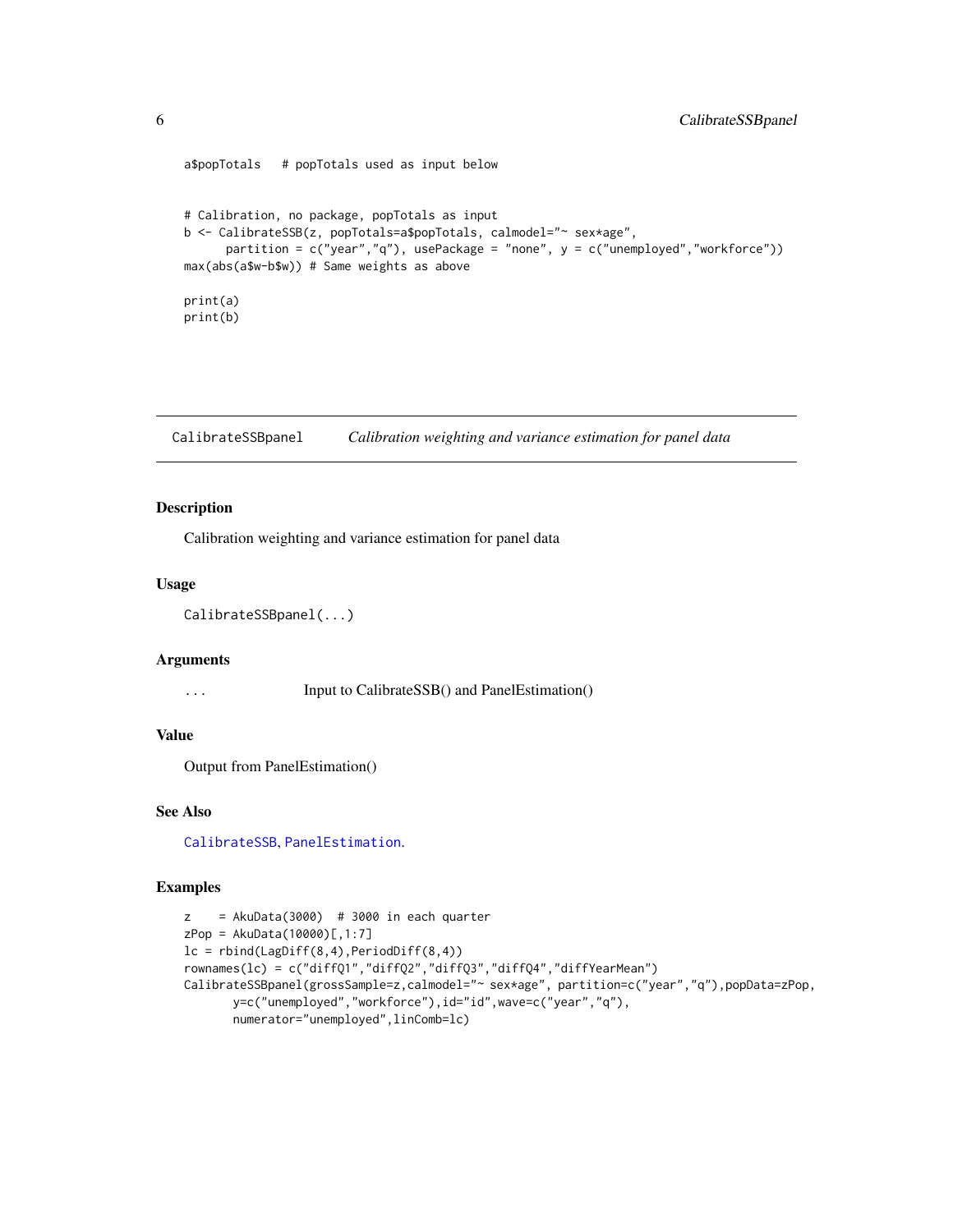```
a$popTotals   # popTotals used as input below


# Calibration, no package, popTotals as input
b <- CalibrateSSB(z, popTotals=a$popTotals, calmodel="~ sex*age",
      partition = c("year","q"), usePackage = "none", y = c("unemployed","workforce"))
max(abs(a$w-b$w)) # Same weights as above

print(a)
print(b)
```

## CalibrateSSBpanel — *Calibration weighting and variance estimation for panel data*

### Description

Calibration weighting and variance estimation for panel data

### Usage

```
CalibrateSSBpanel(...)
```

### Arguments

| | |
|---|---|
| `...` | Input to CalibrateSSB() and PanelEstimation() |

### Value

Output from PanelEstimation()

### See Also

CalibrateSSB, PanelEstimation.

### Examples

```
z    = AkuData(3000)  # 3000 in each quarter
zPop = AkuData(10000)[,1:7]
lc = rbind(LagDiff(8,4),PeriodDiff(8,4))
rownames(lc) = c("diffQ1","diffQ2","diffQ3","diffQ4","diffYearMean")
CalibrateSSBpanel(grossSample=z,calmodel="~ sex*age", partition=c("year","q"),popData=zPop,
       y=c("unemployed","workforce"),id="id",wave=c("year","q"),
       numerator="unemployed",linComb=lc)
```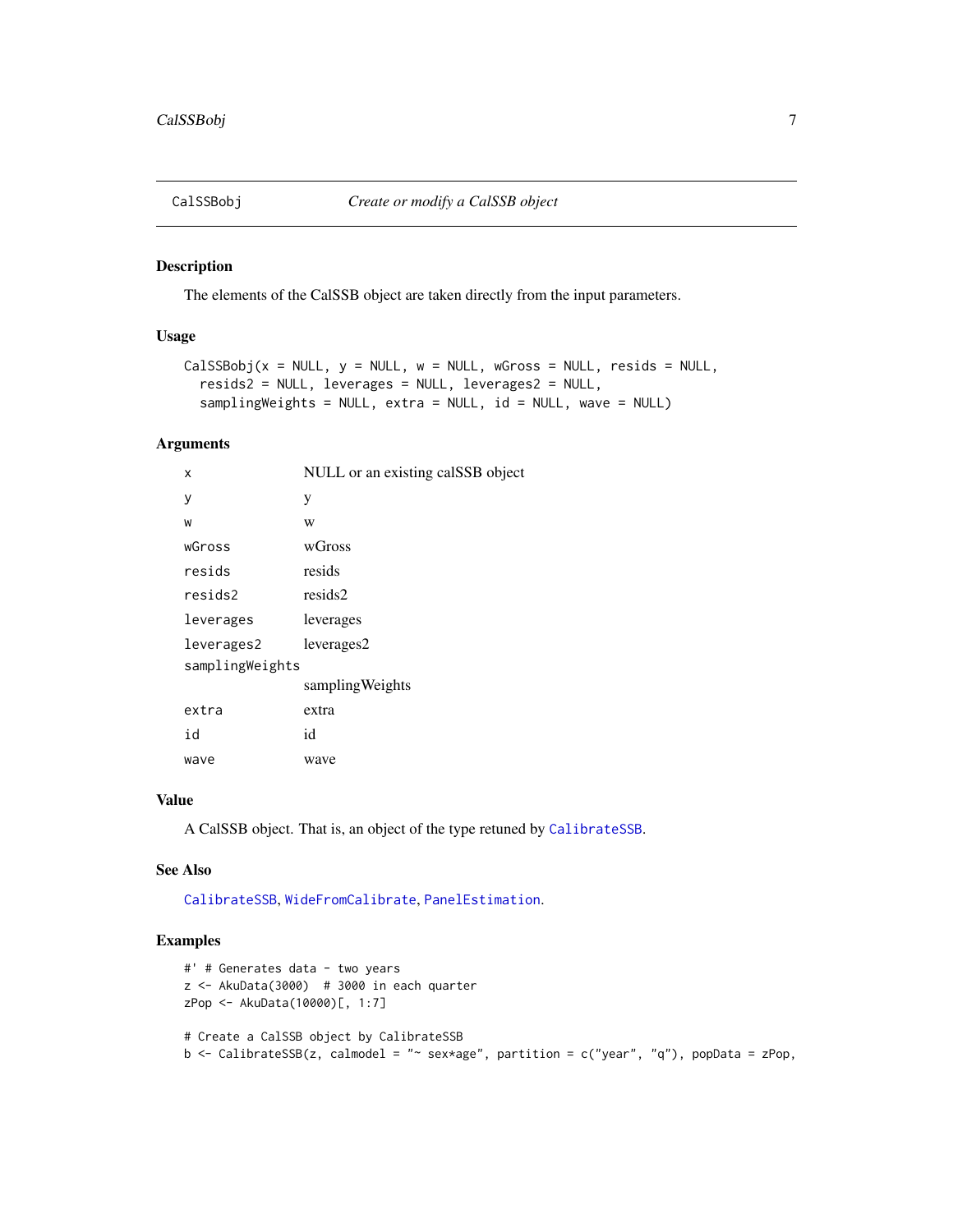CalSSBobj *Create or modify a CalSSB object*

### Description

The elements of the CalSSB object are taken directly from the input parameters.

### Usage

```
CalSSBobj(x = NULL, y = NULL, w = NULL, wGross = NULL, resids = NULL,
  resids2 = NULL, leverages = NULL, leverages2 = NULL,
  samplingWeights = NULL, extra = NULL, id = NULL, wave = NULL)
```

### Arguments

| | |
|---|---|
| `x` | NULL or an existing calSSB object |
| `y` | y |
| `w` | w |
| `wGross` | wGross |
| `resids` | resids |
| `resids2` | resids2 |
| `leverages` | leverages |
| `leverages2` | leverages2 |
| `samplingWeights` | samplingWeights |
| `extra` | extra |
| `id` | id |
| `wave` | wave |

### Value

A CalSSB object. That is, an object of the type retuned by `CalibrateSSB`.

### See Also

`CalibrateSSB`, `WideFromCalibrate`, `PanelEstimation`.

### Examples

```
#' # Generates data - two years
z <- AkuData(3000)  # 3000 in each quarter
zPop <- AkuData(10000)[, 1:7]

# Create a CalSSB object by CalibrateSSB
b <- CalibrateSSB(z, calmodel = "~ sex*age", partition = c("year", "q"), popData = zPop,
```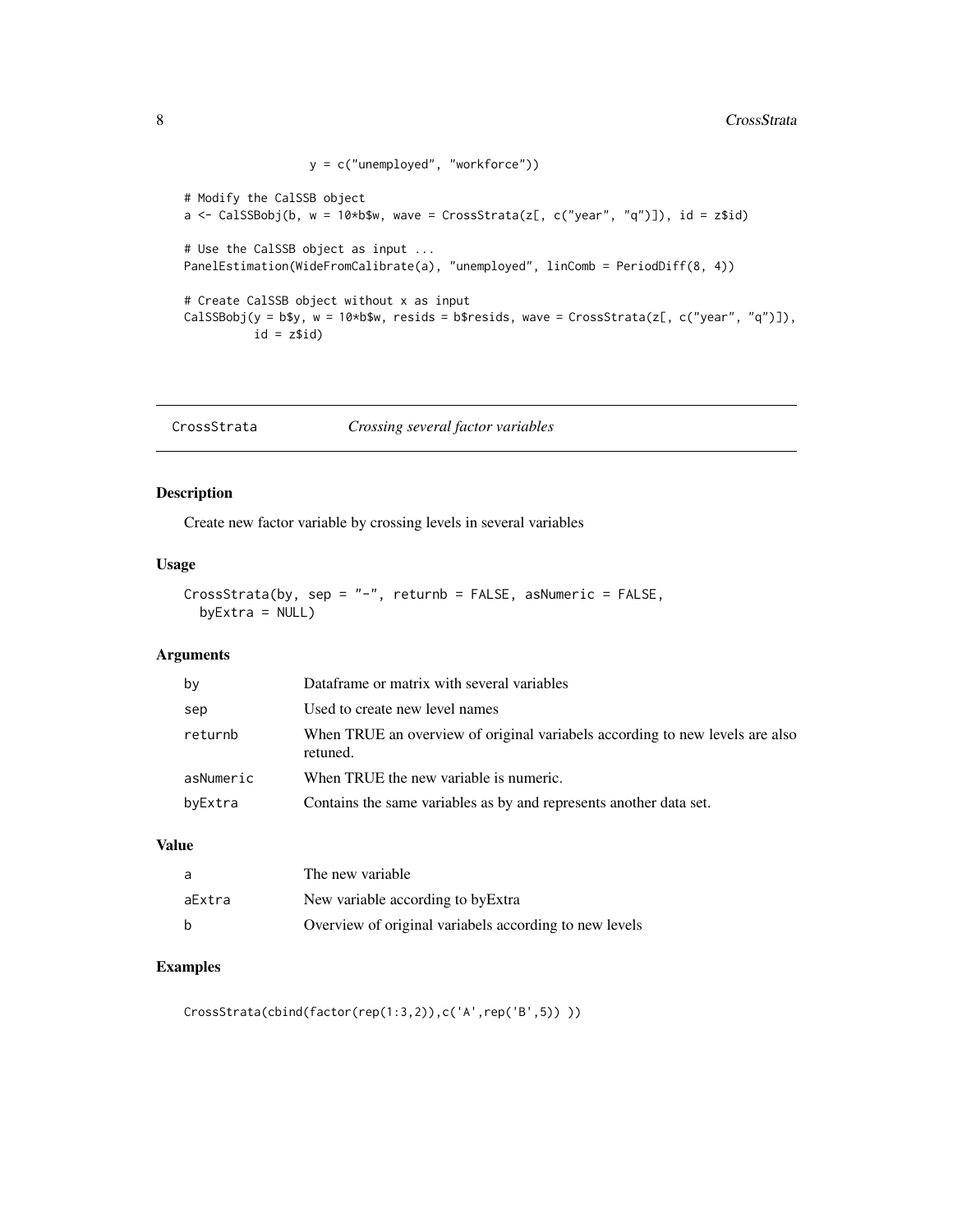```
                  y = c("unemployed", "workforce"))

# Modify the CalSSB object
a <- CalSSBobj(b, w = 10*b$w, wave = CrossStrata(z[, c("year", "q")]), id = z$id)

# Use the CalSSB object as input ...
PanelEstimation(WideFromCalibrate(a), "unemployed", linComb = PeriodDiff(8, 4))

# Create CalSSB object without x as input
CalSSBobj(y = b$y, w = 10*b$w, resids = b$resids, wave = CrossStrata(z[, c("year", "q")]),
          id = z$id)
```

---

## CrossStrata — *Crossing several factor variables*

### Description

Create new factor variable by crossing levels in several variables

### Usage

```
CrossStrata(by, sep = "-", returnb = FALSE, asNumeric = FALSE,
  byExtra = NULL)
```

### Arguments

| | |
|---|---|
| by | Dataframe or matrix with several variables |
| sep | Used to create new level names |
| returnb | When TRUE an overview of original variabels according to new levels are also retuned. |
| asNumeric | When TRUE the new variable is numeric. |
| byExtra | Contains the same variables as by and represents another data set. |

### Value

| | |
|---|---|
| a | The new variable |
| aExtra | New variable according to byExtra |
| b | Overview of original variabels according to new levels |

### Examples

```
CrossStrata(cbind(factor(rep(1:3,2)),c('A',rep('B',5)) ))
```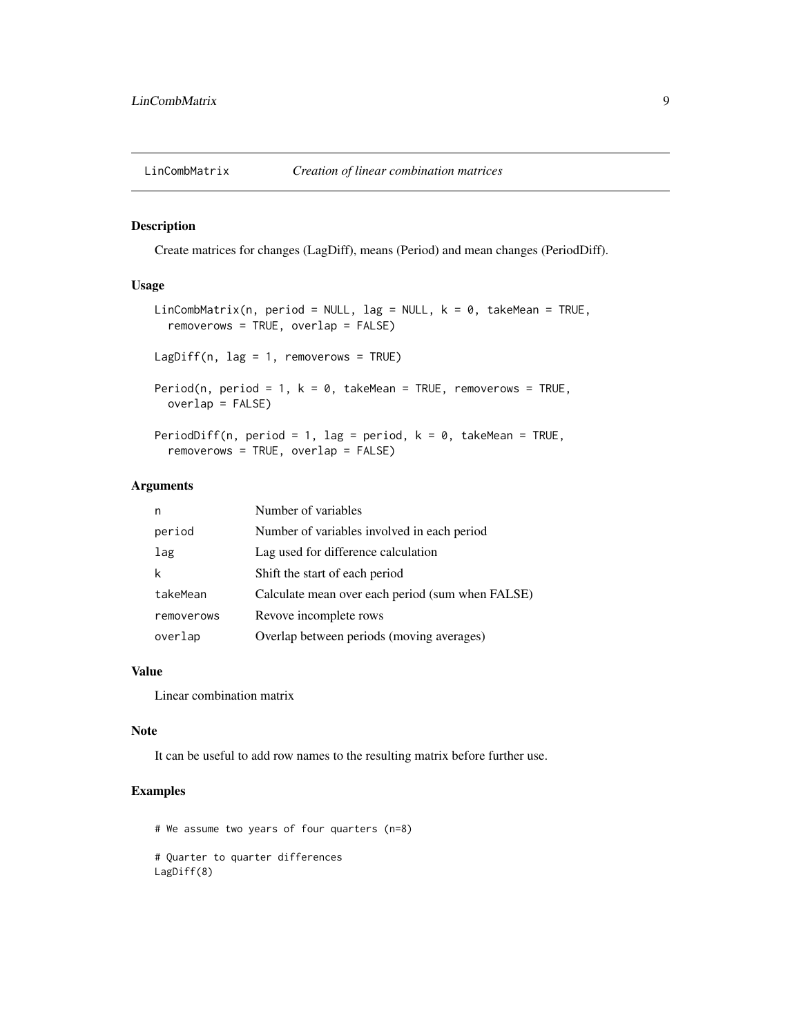## LinCombMatrix *Creation of linear combination matrices*

### Description

Create matrices for changes (LagDiff), means (Period) and mean changes (PeriodDiff).

### Usage

```
LinCombMatrix(n, period = NULL, lag = NULL, k = 0, takeMean = TRUE,
  removerows = TRUE, overlap = FALSE)

LagDiff(n, lag = 1, removerows = TRUE)

Period(n, period = 1, k = 0, takeMean = TRUE, removerows = TRUE,
  overlap = FALSE)

PeriodDiff(n, period = 1, lag = period, k = 0, takeMean = TRUE,
  removerows = TRUE, overlap = FALSE)
```

### Arguments

| | |
|---|---|
| n | Number of variables |
| period | Number of variables involved in each period |
| lag | Lag used for difference calculation |
| k | Shift the start of each period |
| takeMean | Calculate mean over each period (sum when FALSE) |
| removerows | Revove incomplete rows |
| overlap | Overlap between periods (moving averages) |

### Value

Linear combination matrix

### Note

It can be useful to add row names to the resulting matrix before further use.

### Examples

```
# We assume two years of four quarters (n=8)

# Quarter to quarter differences
LagDiff(8)
```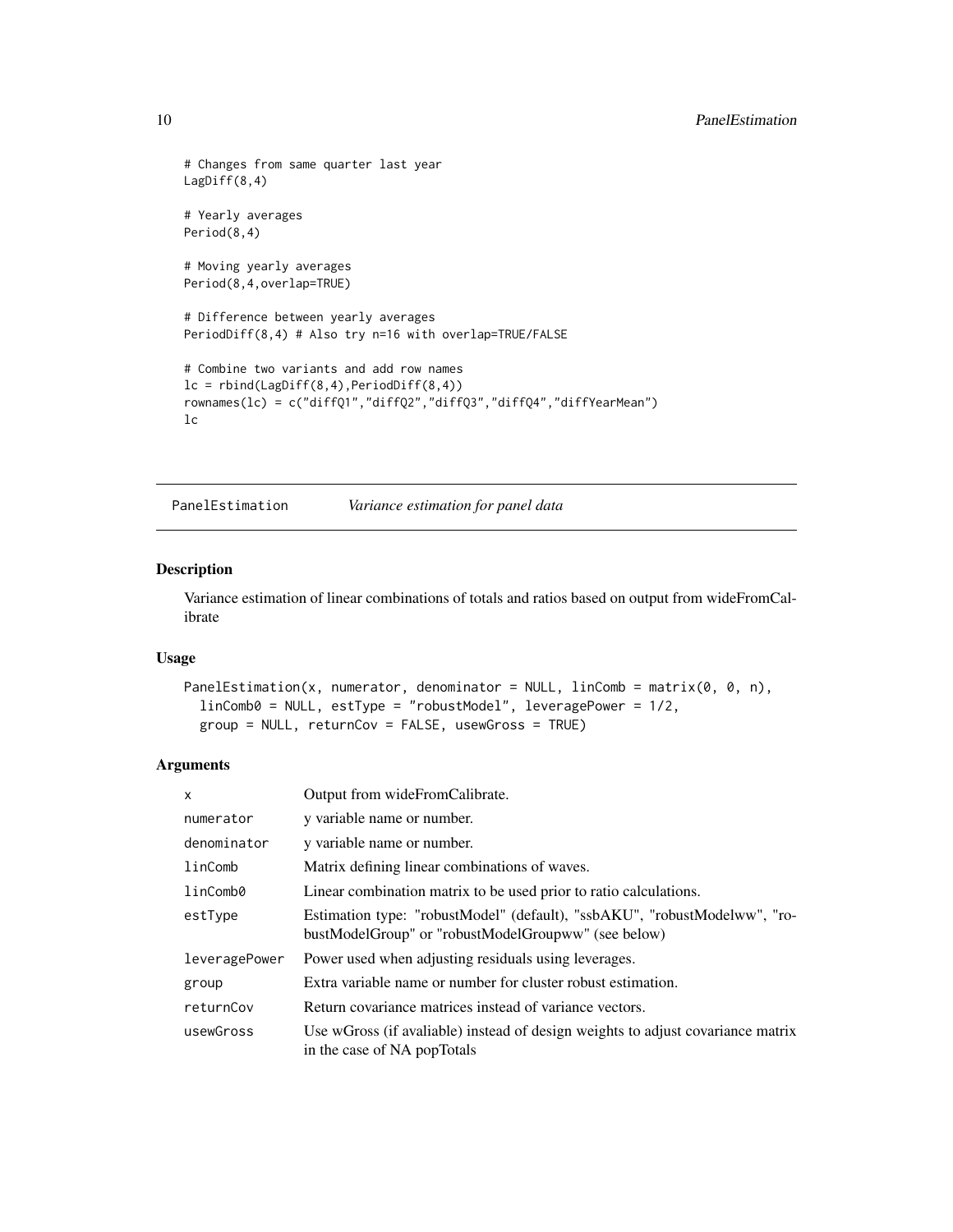```
# Changes from same quarter last year
LagDiff(8,4)

# Yearly averages
Period(8,4)

# Moving yearly averages
Period(8,4,overlap=TRUE)

# Difference between yearly averages
PeriodDiff(8,4) # Also try n=16 with overlap=TRUE/FALSE

# Combine two variants and add row names
lc = rbind(LagDiff(8,4),PeriodDiff(8,4))
rownames(lc) = c("diffQ1","diffQ2","diffQ3","diffQ4","diffYearMean")
lc
```

## PanelEstimation *Variance estimation for panel data*

### Description

Variance estimation of linear combinations of totals and ratios based on output from wideFromCalibrate

### Usage

```
PanelEstimation(x, numerator, denominator = NULL, linComb = matrix(0, 0, n),
  linComb0 = NULL, estType = "robustModel", leveragePower = 1/2,
  group = NULL, returnCov = FALSE, usewGross = TRUE)
```

### Arguments

| | |
|---|---|
| x | Output from wideFromCalibrate. |
| numerator | y variable name or number. |
| denominator | y variable name or number. |
| linComb | Matrix defining linear combinations of waves. |
| linComb0 | Linear combination matrix to be used prior to ratio calculations. |
| estType | Estimation type: "robustModel" (default), "ssbAKU", "robustModelww", "robustModelGroup" or "robustModelGroupww" (see below) |
| leveragePower | Power used when adjusting residuals using leverages. |
| group | Extra variable name or number for cluster robust estimation. |
| returnCov | Return covariance matrices instead of variance vectors. |
| usewGross | Use wGross (if avaliable) instead of design weights to adjust covariance matrix in the case of NA popTotals |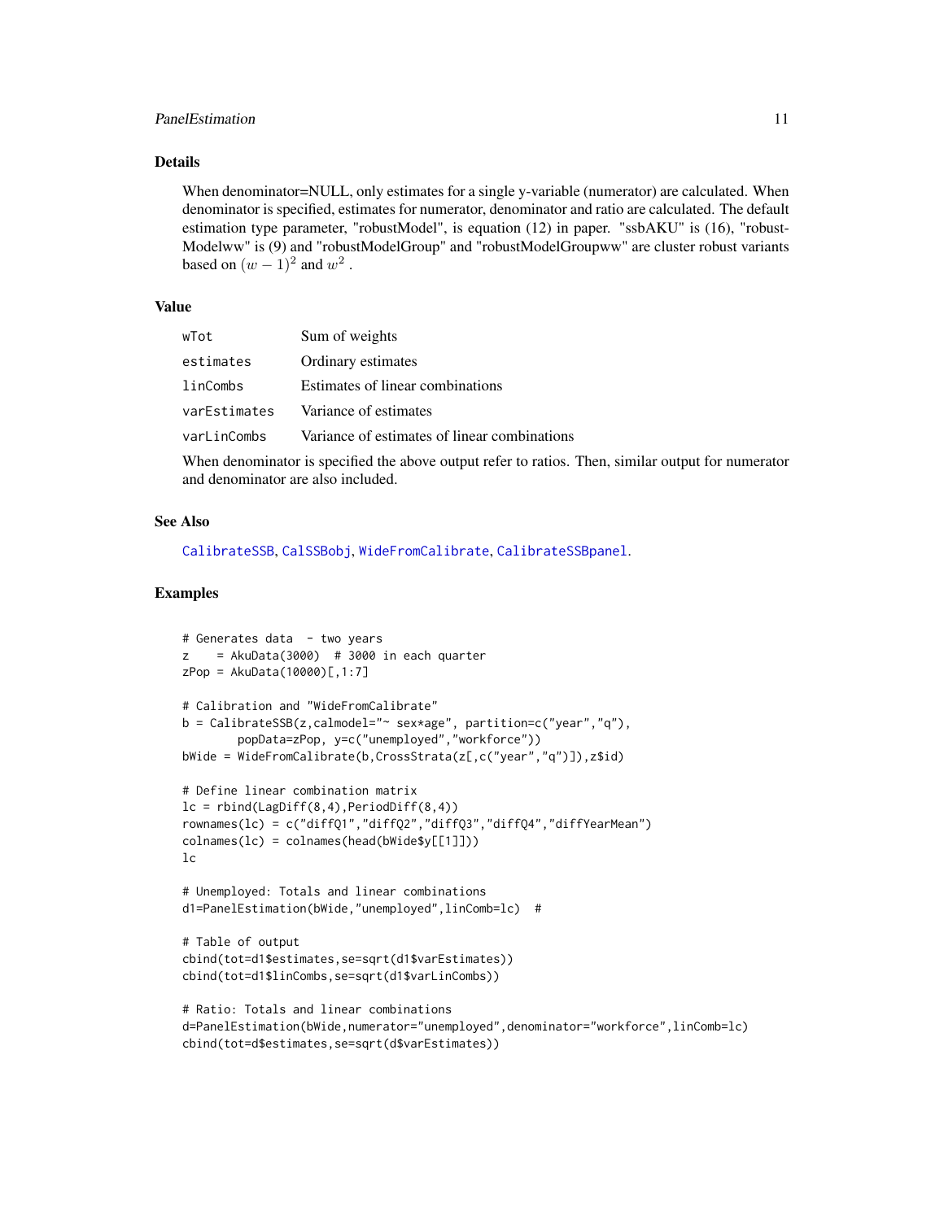### Details

When denominator=NULL, only estimates for a single y-variable (numerator) are calculated. When denominator is specified, estimates for numerator, denominator and ratio are calculated. The default estimation type parameter, "robustModel", is equation (12) in paper. "ssbAKU" is (16), "robustModelww" is (9) and "robustModelGroup" and "robustModelGroupww" are cluster robust variants based on $(w-1)^2$ and $w^2$ .

### Value

| | |
|---|---|
| wTot | Sum of weights |
| estimates | Ordinary estimates |
| linCombs | Estimates of linear combinations |
| varEstimates | Variance of estimates |
| varLinCombs | Variance of estimates of linear combinations |

When denominator is specified the above output refer to ratios. Then, similar output for numerator and denominator are also included.

### See Also

CalibrateSSB, CalSSBobj, WideFromCalibrate, CalibrateSSBpanel.

### Examples

```
# Generates data  - two years
z    = AkuData(3000)  # 3000 in each quarter
zPop = AkuData(10000)[,1:7]

# Calibration and "WideFromCalibrate"
b = CalibrateSSB(z,calmodel="~ sex*age", partition=c("year","q"),
        popData=zPop, y=c("unemployed","workforce"))
bWide = WideFromCalibrate(b,CrossStrata(z[,c("year","q")]),z$id)

# Define linear combination matrix
lc = rbind(LagDiff(8,4),PeriodDiff(8,4))
rownames(lc) = c("diffQ1","diffQ2","diffQ3","diffQ4","diffYearMean")
colnames(lc) = colnames(head(bWide$y[[1]]))
lc

# Unemployed: Totals and linear combinations
d1=PanelEstimation(bWide,"unemployed",linComb=lc)  #

# Table of output
cbind(tot=d1$estimates,se=sqrt(d1$varEstimates))
cbind(tot=d1$linCombs,se=sqrt(d1$varLinCombs))

# Ratio: Totals and linear combinations
d=PanelEstimation(bWide,numerator="unemployed",denominator="workforce",linComb=lc)
cbind(tot=d$estimates,se=sqrt(d$varEstimates))
```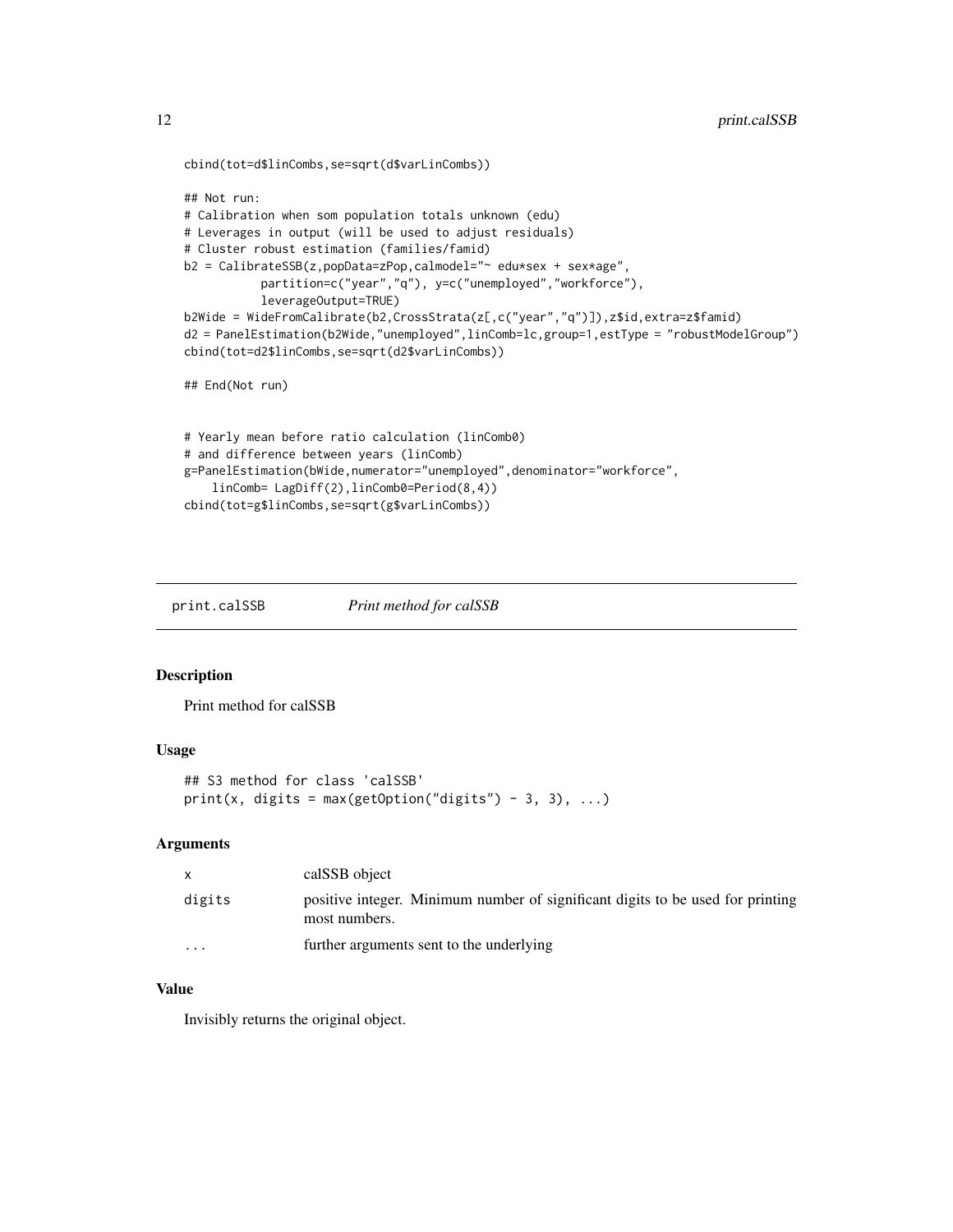```
cbind(tot=d$linCombs,se=sqrt(d$varLinCombs))

## Not run:
# Calibration when som population totals unknown (edu)
# Leverages in output (will be used to adjust residuals)
# Cluster robust estimation (families/famid)
b2 = CalibrateSSB(z,popData=zPop,calmodel="~ edu*sex + sex*age",
           partition=c("year","q"), y=c("unemployed","workforce"),
           leverageOutput=TRUE)
b2Wide = WideFromCalibrate(b2,CrossStrata(z[,c("year","q")]),z$id,extra=z$famid)
d2 = PanelEstimation(b2Wide,"unemployed",linComb=lc,group=1,estType = "robustModelGroup")
cbind(tot=d2$linCombs,se=sqrt(d2$varLinCombs))

## End(Not run)


# Yearly mean before ratio calculation (linComb0)
# and difference between years (linComb)
g=PanelEstimation(bWide,numerator="unemployed",denominator="workforce",
    linComb= LagDiff(2),linComb0=Period(8,4))
cbind(tot=g$linCombs,se=sqrt(g$varLinCombs))
```

# print.calSSB — *Print method for calSSB*

## Description

Print method for calSSB

## Usage

```
## S3 method for class 'calSSB'
print(x, digits = max(getOption("digits") - 3, 3), ...)
```

## Arguments

| | |
|---|---|
| x | calSSB object |
| digits | positive integer. Minimum number of significant digits to be used for printing most numbers. |
| ... | further arguments sent to the underlying |

## Value

Invisibly returns the original object.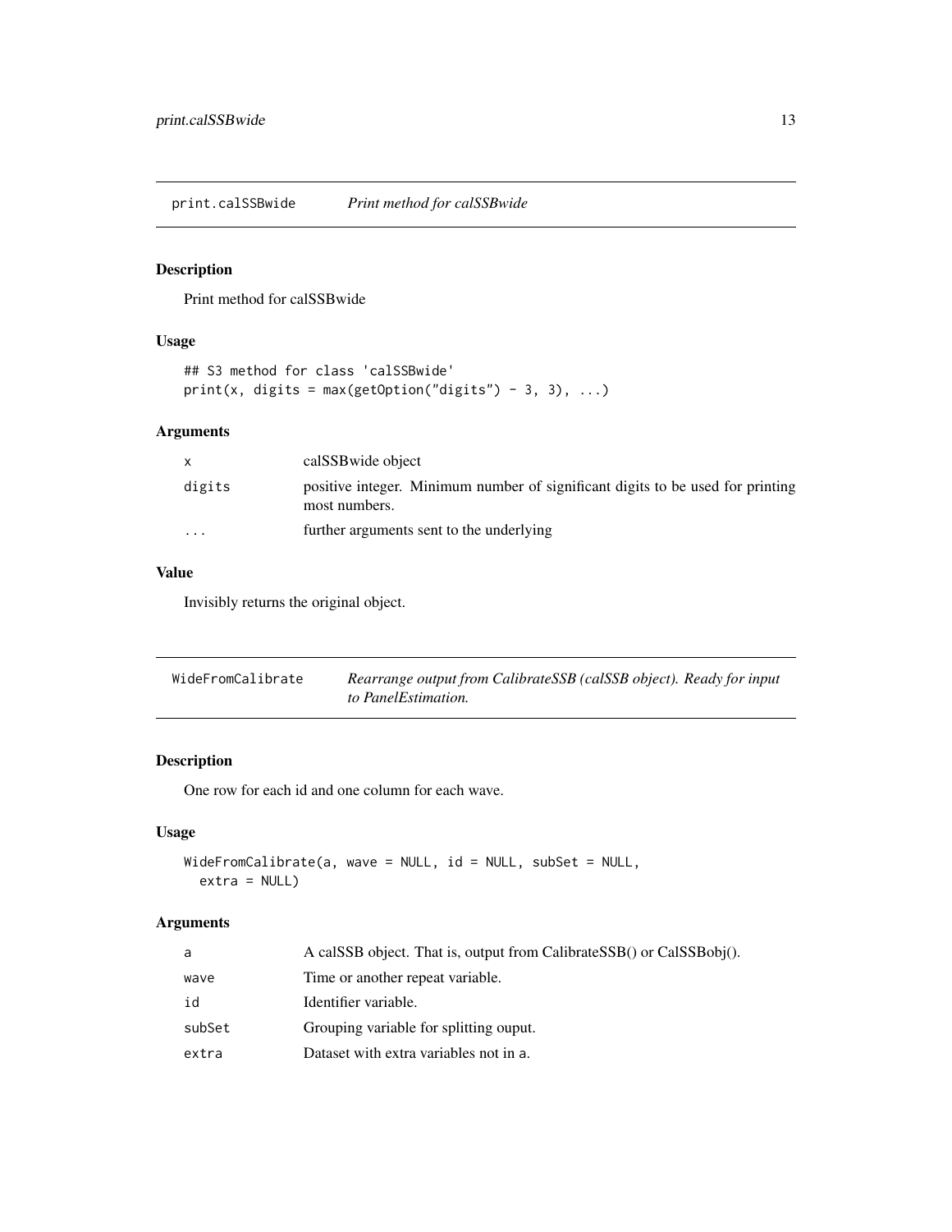## print.calSSBwide *Print method for calSSBwide*

### Description

Print method for calSSBwide

### Usage

```
## S3 method for class 'calSSBwide'
print(x, digits = max(getOption("digits") - 3, 3), ...)
```

### Arguments

| | |
|---|---|
| x | calSSBwide object |
| digits | positive integer. Minimum number of significant digits to be used for printing most numbers. |
| ... | further arguments sent to the underlying |

### Value

Invisibly returns the original object.

## WideFromCalibrate *Rearrange output from CalibrateSSB (calSSB object). Ready for input to PanelEstimation.*

### Description

One row for each id and one column for each wave.

### Usage

```
WideFromCalibrate(a, wave = NULL, id = NULL, subSet = NULL,
  extra = NULL)
```

### Arguments

| | |
|---|---|
| a | A calSSB object. That is, output from CalibrateSSB() or CalSSBobj(). |
| wave | Time or another repeat variable. |
| id | Identifier variable. |
| subSet | Grouping variable for splitting ouput. |
| extra | Dataset with extra variables not in a. |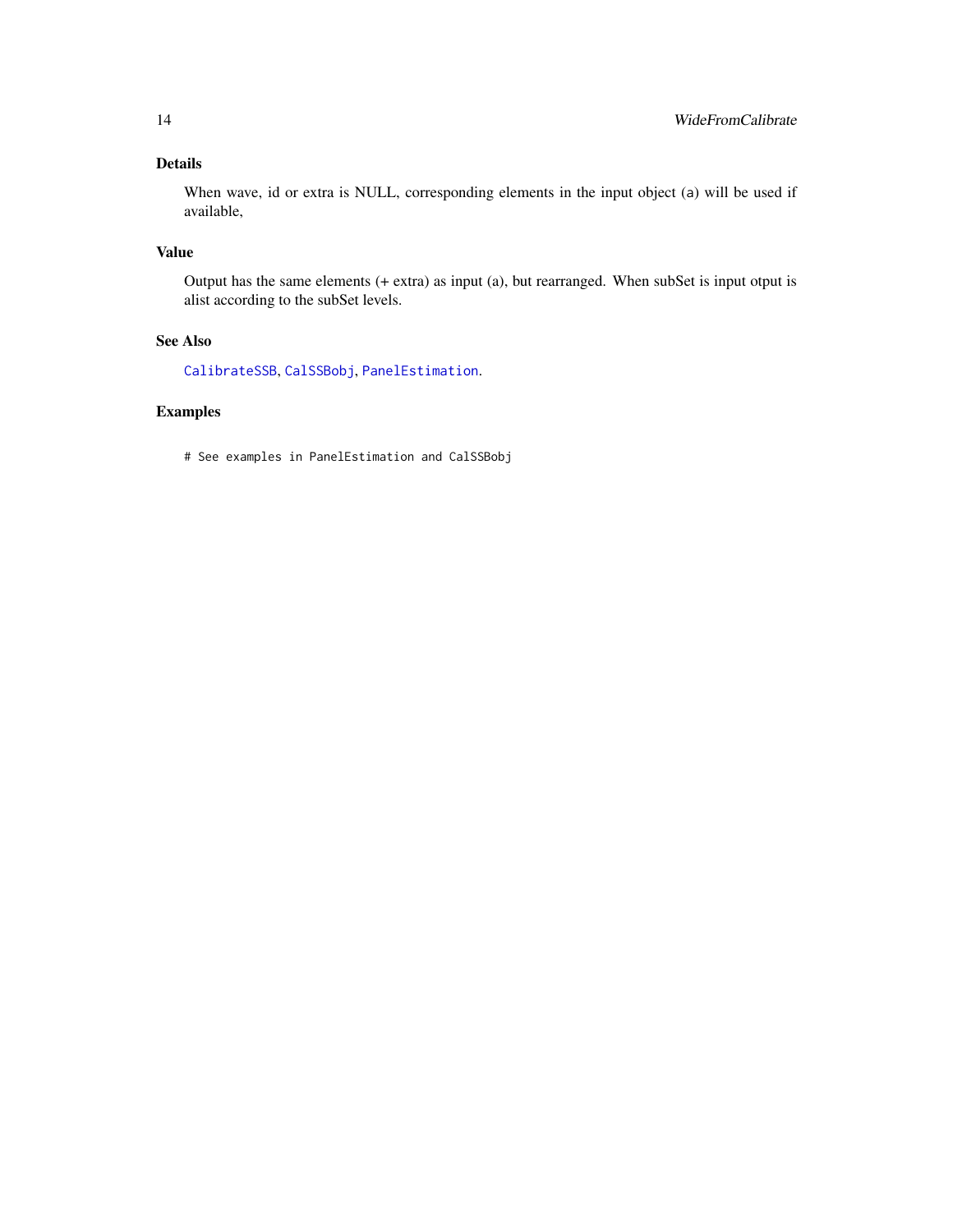## Details

When wave, id or extra is NULL, corresponding elements in the input object (a) will be used if available,

## Value

Output has the same elements (+ extra) as input (a), but rearranged. When subSet is input otput is alist according to the subSet levels.

## See Also

CalibrateSSB, CalSSBobj, PanelEstimation.

## Examples

```
# See examples in PanelEstimation and CalSSBobj
```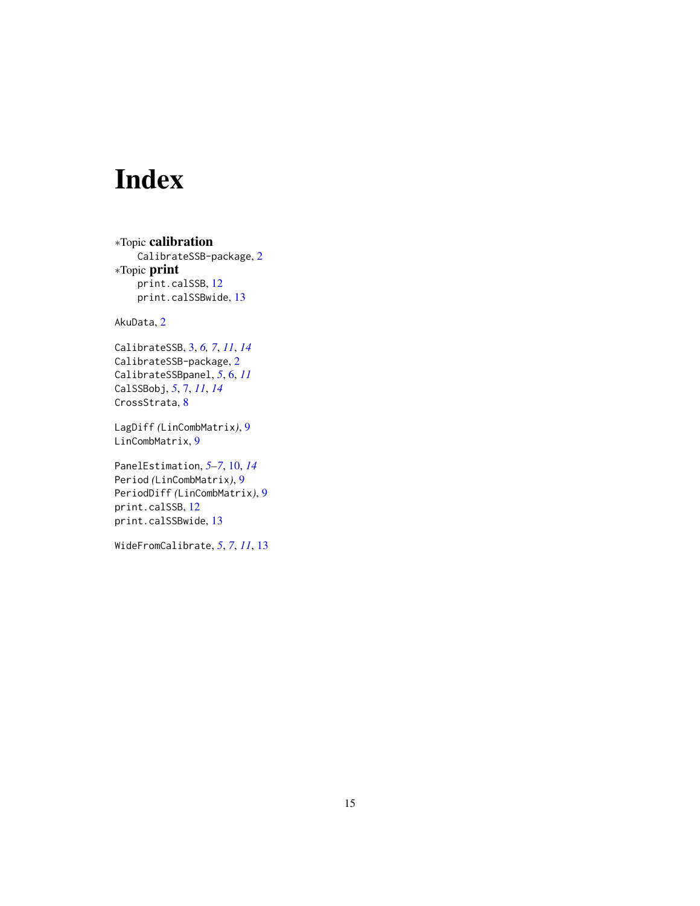# Index

*Topic **calibration**

  CalibrateSSB-package, 2

*Topic **print**

  print.calSSB, 12

  print.calSSBwide, 13

AkuData, 2

CalibrateSSB, 3, *6, 7*, *11*, *14*

CalibrateSSB-package, 2

CalibrateSSBpanel, *5*, 6, *11*

CalSSBobj, *5*, 7, *11*, *14*

CrossStrata, 8

LagDiff *(*LinCombMatrix*)*, 9

LinCombMatrix, 9

PanelEstimation, *5–7*, 10, *14*

Period *(*LinCombMatrix*)*, 9

PeriodDiff *(*LinCombMatrix*)*, 9

print.calSSB, 12

print.calSSBwide, 13

WideFromCalibrate, *5*, *7*, *11*, 13